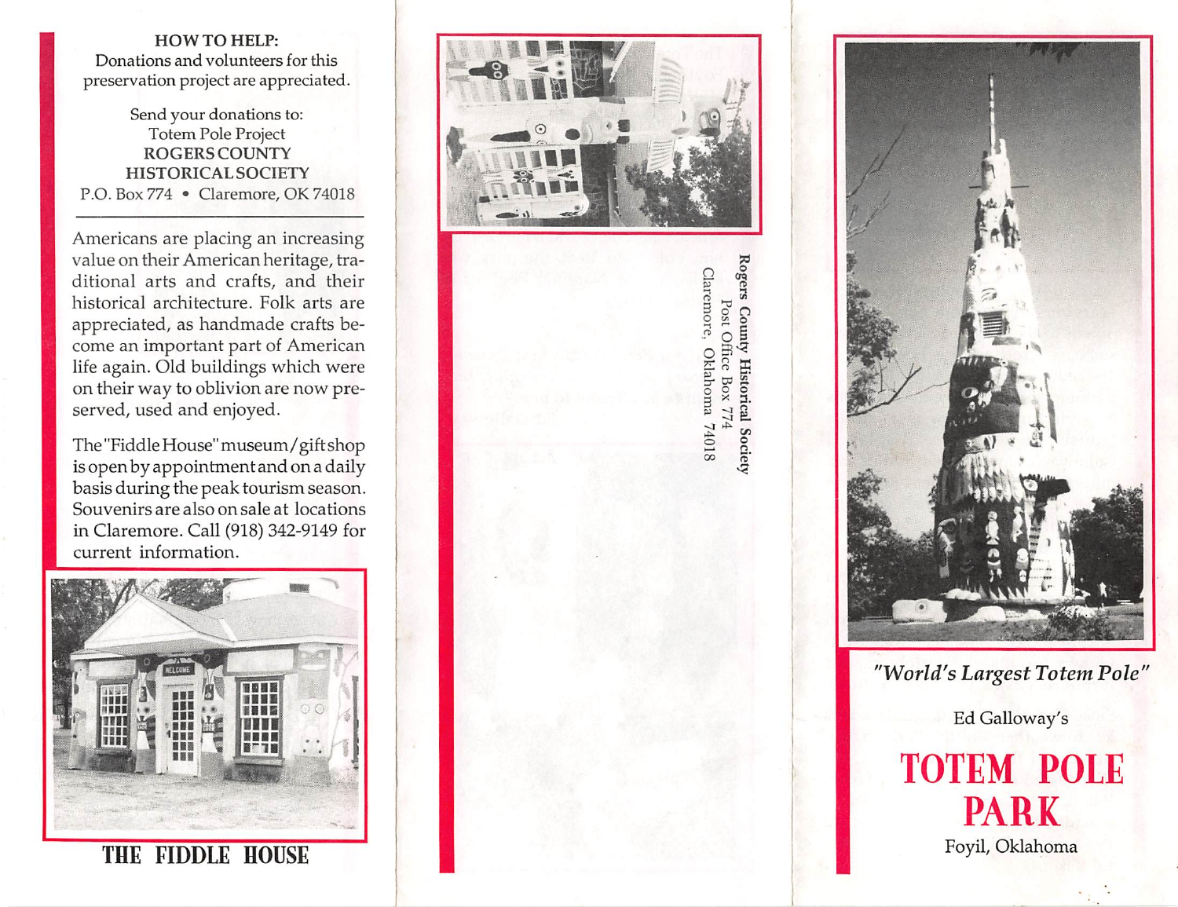**HOW TO HELP:**
Donations and volunteers for this preservation project are appreciated.

Send your donations to:
Totem Pole Project
**ROGERS COUNTY HISTORICAL SOCIETY**
P.O. Box 774 • Claremore, OK 74018

---

Americans are placing an increasing value on their American heritage, traditional arts and crafts, and their historical architecture. Folk arts are appreciated, as handmade crafts become an important part of American life again. Old buildings which were on their way to oblivion are now preserved, used and enjoyed.

The "Fiddle House" museum/gift shop is open by appointment and on a daily basis during the peak tourism season. Souvenirs are also on sale at locations in Claremore. Call (918) 342-9149 for current information.

## THE FIDDLE HOUSE

**Rogers County Historical Society**
Post Office Box 774
Claremore, Oklahoma 74018

*"World's Largest Totem Pole"*

Ed Galloway's

# TOTEM POLE PARK

Foyil, Oklahoma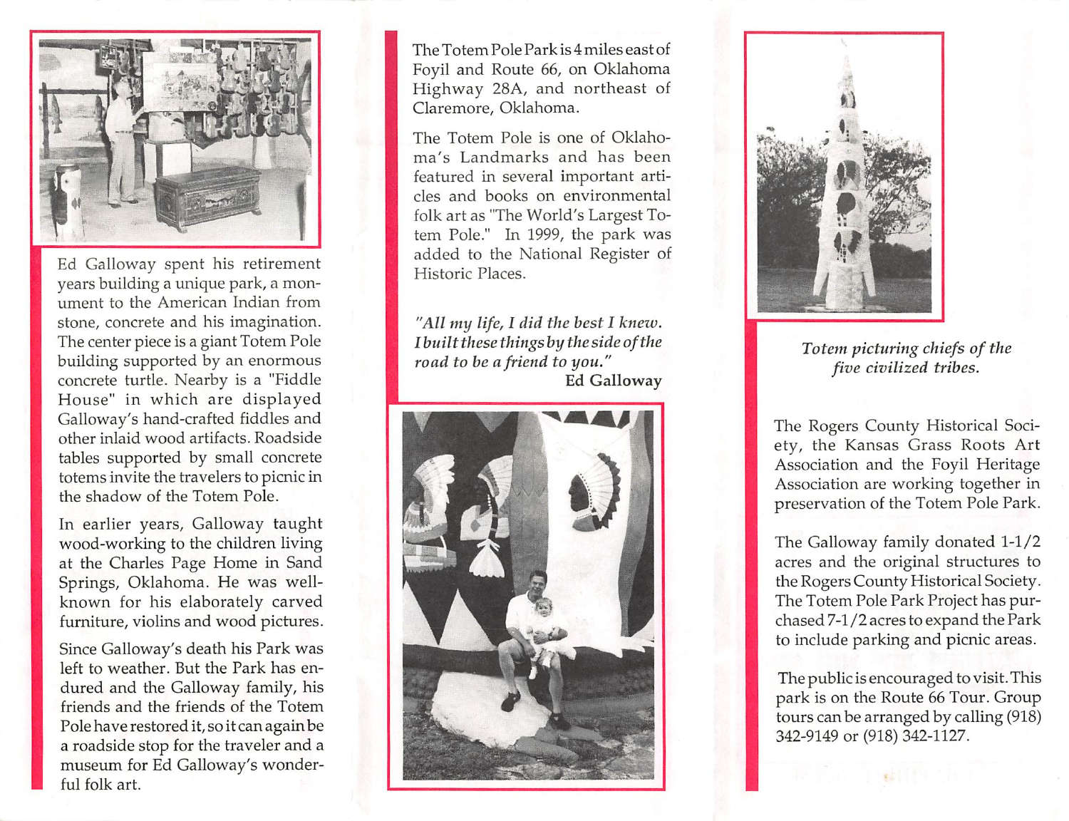Ed Galloway spent his retirement years building a unique park, a monument to the American Indian from stone, concrete and his imagination. The center piece is a giant Totem Pole building supported by an enormous concrete turtle. Nearby is a "Fiddle House" in which are displayed Galloway's hand-crafted fiddles and other inlaid wood artifacts. Roadside tables supported by small concrete totems invite the travelers to picnic in the shadow of the Totem Pole.

In earlier years, Galloway taught wood-working to the children living at the Charles Page Home in Sand Springs, Oklahoma. He was well-known for his elaborately carved furniture, violins and wood pictures.

Since Galloway's death his Park was left to weather. But the Park has endured and the Galloway family, his friends and the friends of the Totem Pole have restored it, so it can again be a roadside stop for the traveler and a museum for Ed Galloway's wonderful folk art.

The Totem Pole Park is 4 miles east of Foyil and Route 66, on Oklahoma Highway 28A, and northeast of Claremore, Oklahoma.

The Totem Pole is one of Oklahoma's Landmarks and has been featured in several important articles and books on environmental folk art as "The World's Largest Totem Pole." In 1999, the park was added to the National Register of Historic Places.

*"All my life, I did the best I knew. I built these things by the side of the road to be a friend to you."*
**Ed Galloway**

*Totem picturing chiefs of the five civilized tribes.*

The Rogers County Historical Society, the Kansas Grass Roots Art Association and the Foyil Heritage Association are working together in preservation of the Totem Pole Park.

The Galloway family donated 1-1/2 acres and the original structures to the Rogers County Historical Society. The Totem Pole Park Project has purchased 7-1/2 acres to expand the Park to include parking and picnic areas.

The public is encouraged to visit. This park is on the Route 66 Tour. Group tours can be arranged by calling (918) 342-9149 or (918) 342-1127.